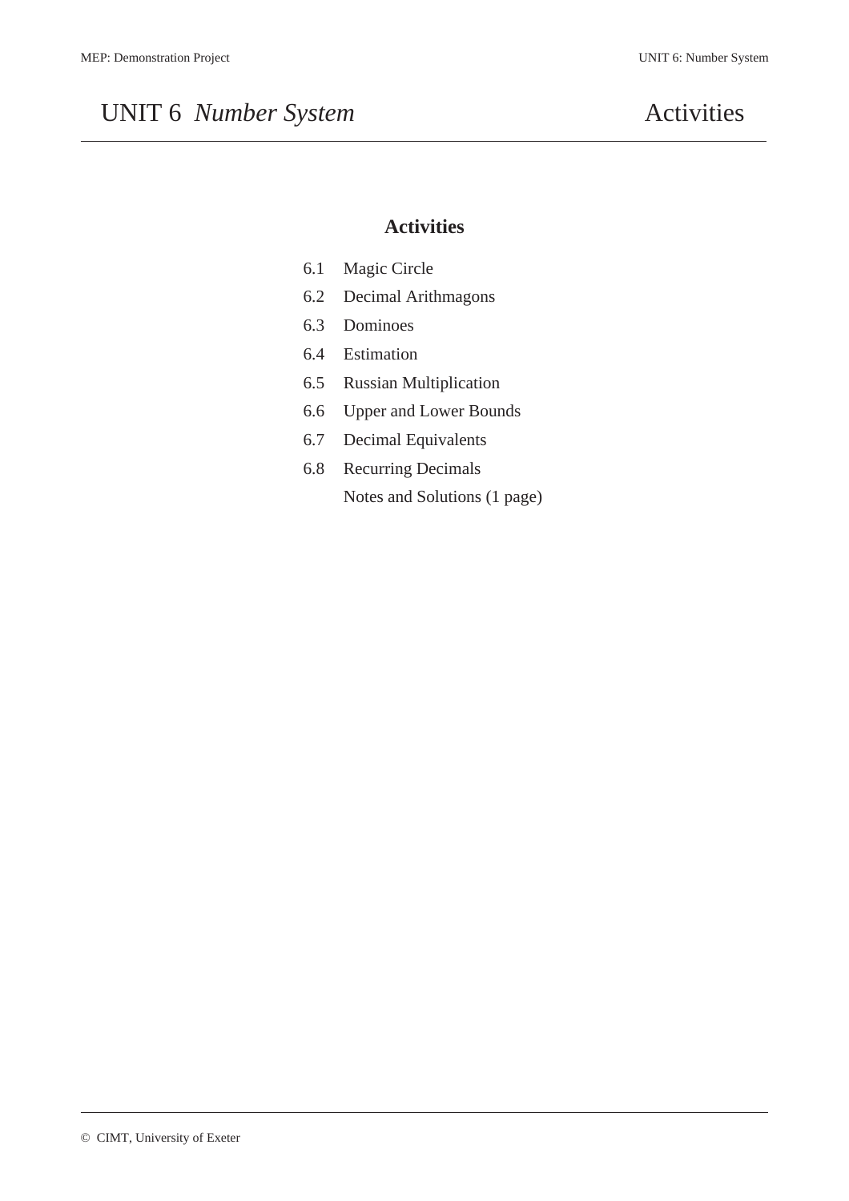# UNIT 6 *Number System* — Activities

## Activities

- 6.1 Magic Circle
- 6.2 Decimal Arithmagons
- 6.3 Dominoes
- 6.4 Estimation
- 6.5 Russian Multiplication
- 6.6 Upper and Lower Bounds
- 6.7 Decimal Equivalents
- 6.8 Recurring Decimals
- Notes and Solutions (1 page)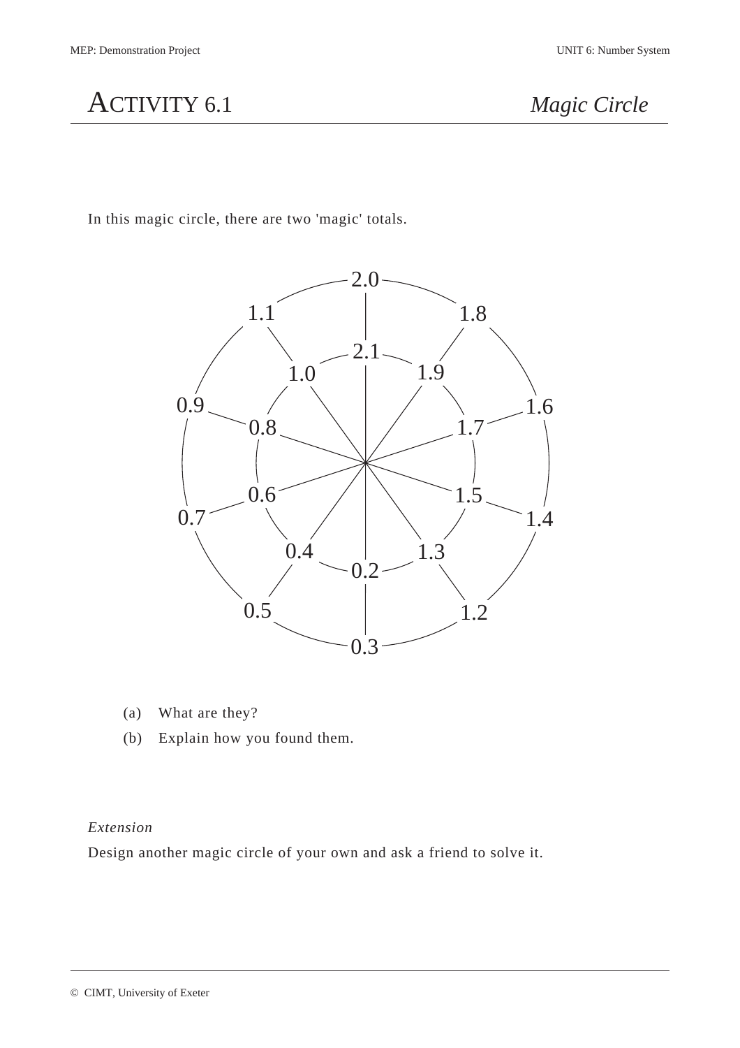# ACTIVITY 6.1 *Magic Circle*

In this magic circle, there are two 'magic' totals.

2.0, 1.8, 1.6, 1.4, 1.2, 0.3, 0.5, 0.7, 0.9, 1.1

2.1, 1.9, 1.7, 1.5, 1.3, 0.2, 0.4, 0.6, 0.8, 1.0

(a) What are they?

(b) Explain how you found them.

*Extension*

Design another magic circle of your own and ask a friend to solve it.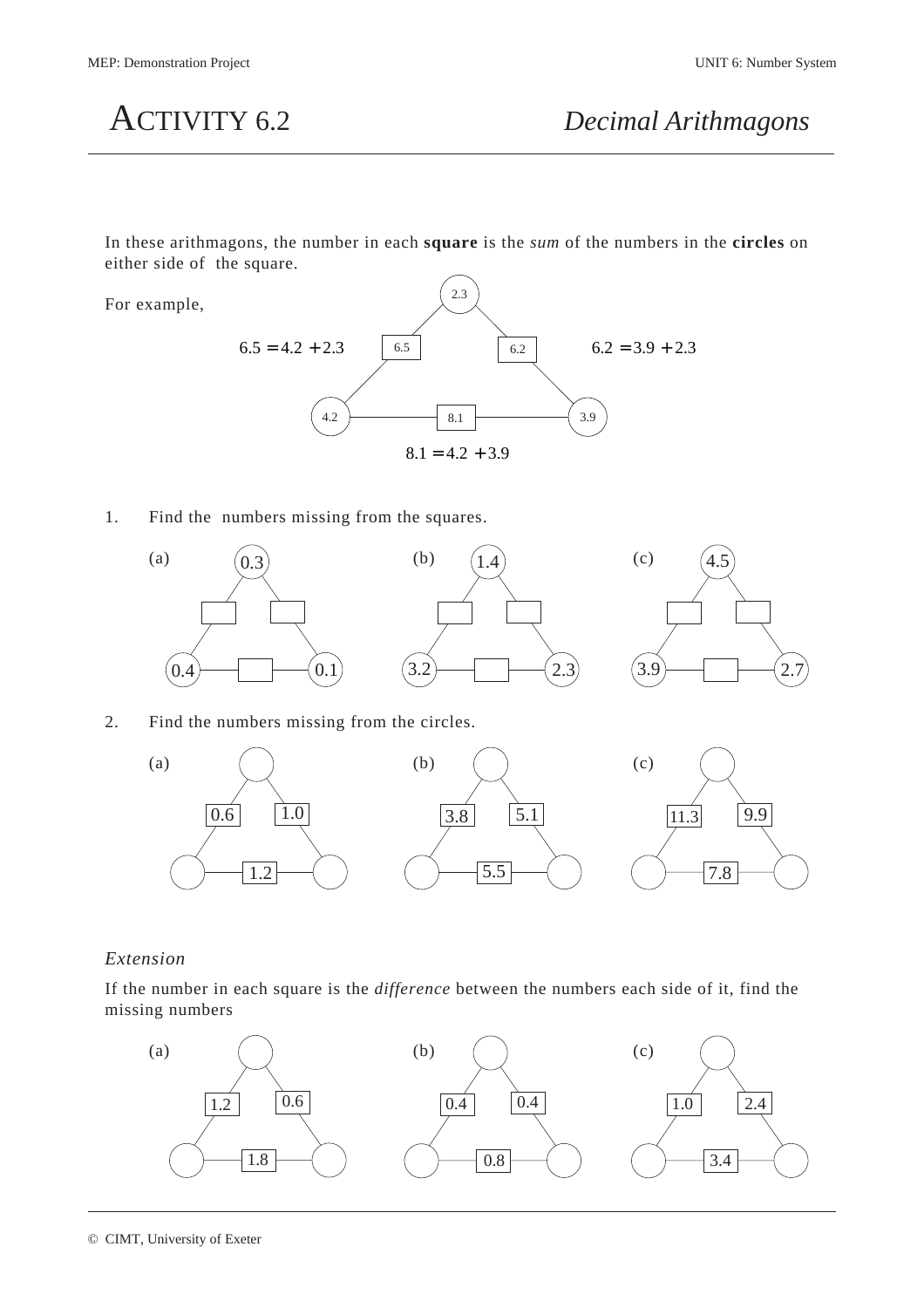# ACTIVITY 6.2 *Decimal Arithmagons*

In these arithmagons, the number in each **square** is the *sum* of the numbers in the **circles** on either side of the square.

For example,

Circles: 2.3 (top), 4.2 (bottom left), 3.9 (bottom right). Squares: 6.5 (left), 6.2 (right), 8.1 (bottom).

$6.5 = 4.2 + 2.3$

$6.2 = 3.9 + 2.3$

$8.1 = 4.2 + 3.9$

1. Find the numbers missing from the squares.

(a) Circles: 0.3 (top), 0.4 (bottom left), 0.1 (bottom right)

(b) Circles: 1.4 (top), 3.2 (bottom left), 2.3 (bottom right)

(c) Circles: 4.5 (top), 3.9 (bottom left), 2.7 (bottom right)

2. Find the numbers missing from the circles.

(a) Squares: 0.6 (left), 1.0 (right), 1.2 (bottom)

(b) Squares: 3.8 (left), 5.1 (right), 5.5 (bottom)

(c) Squares: 11.3 (left), 9.9 (right), 7.8 (bottom)

*Extension*

If the number in each square is the *difference* between the numbers each side of it, find the missing numbers

(a) Squares: 1.2 (left), 0.6 (right), 1.8 (bottom)

(b) Squares: 0.4 (left), 0.4 (right), 0.8 (bottom)

(c) Squares: 1.0 (left), 2.4 (right), 3.4 (bottom)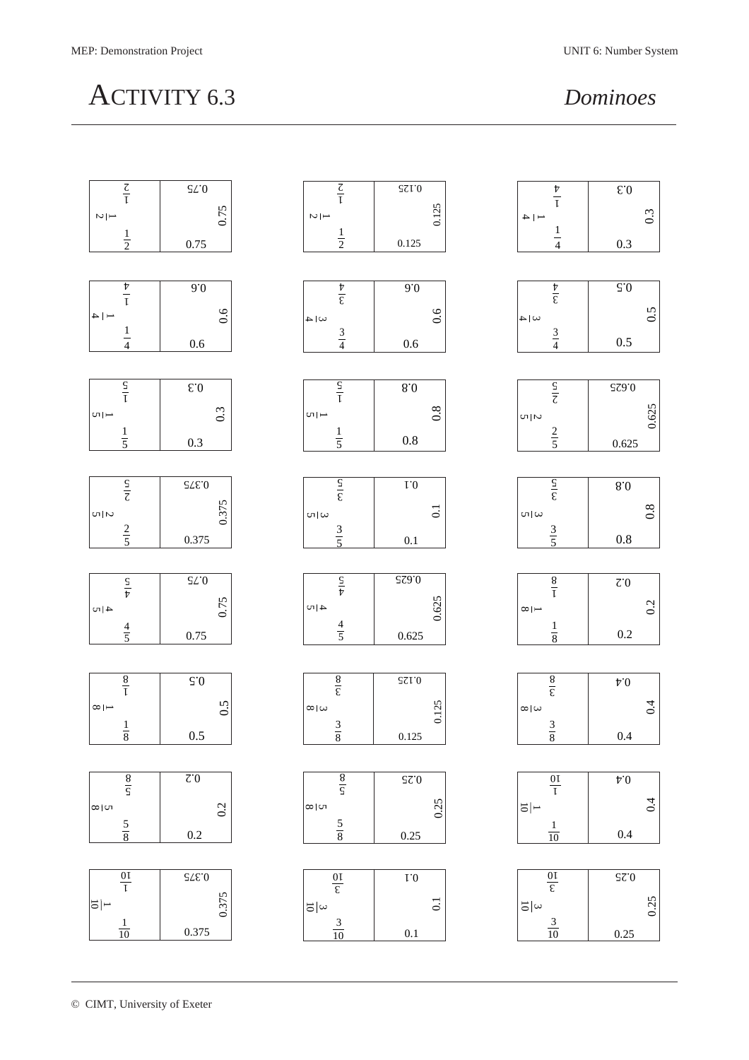# ACTIVITY 6.3 *Dominoes*

| | | |
|---|---|---|
| $\frac{1}{2}$ \| 0.75 | $\frac{1}{2}$ \| 0.125 | $\frac{1}{4}$ \| 0.3 |
| $\frac{1}{4}$ \| 0.6 | $\frac{3}{4}$ \| 0.6 | $\frac{3}{4}$ \| 0.5 |
| $\frac{1}{5}$ \| 0.3 | $\frac{1}{5}$ \| 0.8 | $\frac{2}{5}$ \| 0.625 |
| $\frac{2}{5}$ \| 0.375 | $\frac{3}{5}$ \| 0.1 | $\frac{3}{5}$ \| 0.8 |
| $\frac{4}{5}$ \| 0.75 | $\frac{4}{5}$ \| 0.625 | $\frac{1}{8}$ \| 0.2 |
| $\frac{1}{8}$ \| 0.5 | $\frac{3}{8}$ \| 0.125 | $\frac{3}{8}$ \| 0.4 |
| $\frac{5}{8}$ \| 0.2 | $\frac{5}{8}$ \| 0.25 | $\frac{1}{10}$ \| 0.4 |
| $\frac{1}{10}$ \| 0.375 | $\frac{3}{10}$ \| 0.1 | $\frac{3}{10}$ \| 0.25 |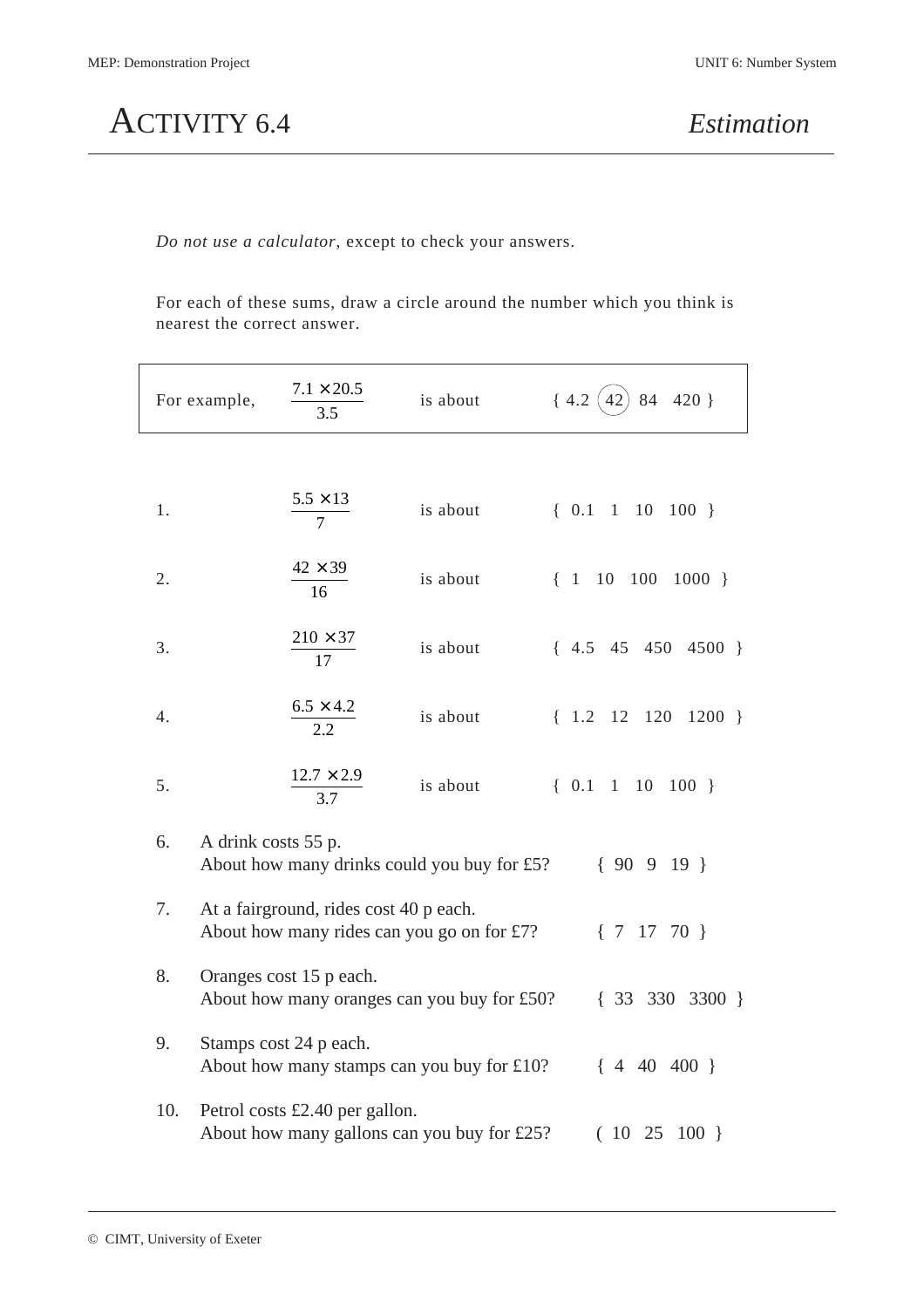# ACTIVITY 6.4 *Estimation*

*Do not use a calculator*, except to check your answers.

For each of these sums, draw a circle around the number which you think is nearest the correct answer.

For example, $\dfrac{7.1 \times 20.5}{3.5}$ is about { 4.2 (42) 84 420 }

1. $\dfrac{5.5 \times 13}{7}$ is about { 0.1 1 10 100 }

2. $\dfrac{42 \times 39}{16}$ is about { 1 10 100 1000 }

3. $\dfrac{210 \times 37}{17}$ is about { 4.5 45 450 4500 }

4. $\dfrac{6.5 \times 4.2}{2.2}$ is about { 1.2 12 120 1200 }

5. $\dfrac{12.7 \times 2.9}{3.7}$ is about { 0.1 1 10 100 }

6. A drink costs 55 p.
   About how many drinks could you buy for £5? { 90 9 19 }

7. At a fairground, rides cost 40 p each.
   About how many rides can you go on for £7? { 7 17 70 }

8. Oranges cost 15 p each.
   About how many oranges can you buy for £50? { 33 330 3300 }

9. Stamps cost 24 p each.
   About how many stamps can you buy for £10? { 4 40 400 }

10. Petrol costs £2.40 per gallon.
    About how many gallons can you buy for £25? ( 10 25 100 }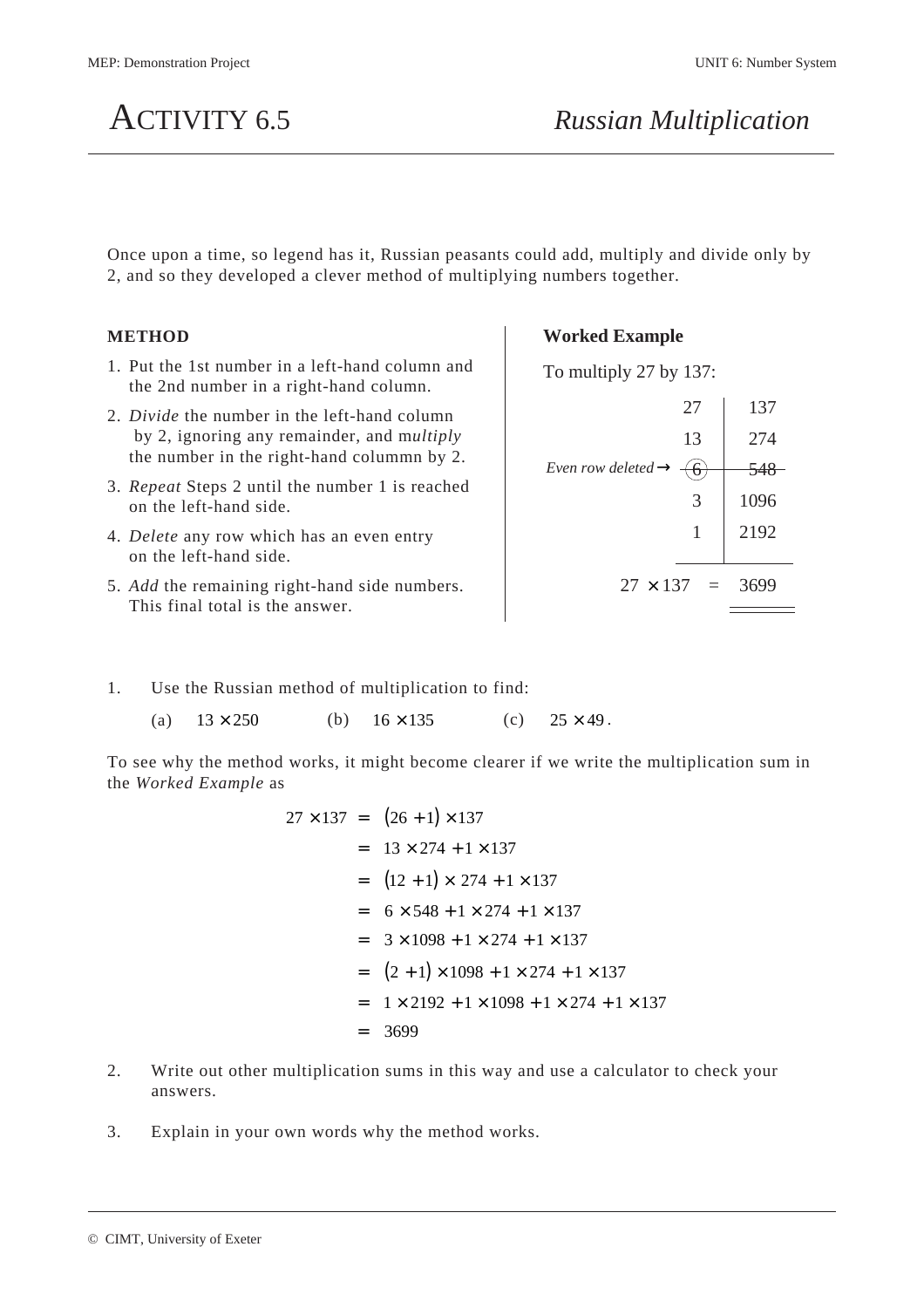#  ACTIVITY 6.5 *Russian Multiplication*

Once upon a time, so legend has it, Russian peasants could add, multiply and divide only by 2, and so they developed a clever method of multiplying numbers together.

**METHOD**

1. Put the 1st number in a left-hand column and the 2nd number in a right-hand column.
2. *Divide* the number in the left-hand column by 2, ignoring any remainder, and m*ultiply* the number in the right-hand colummn by 2.
3. *Repeat* Steps 2 until the number 1 is reached on the left-hand side.
4. *Delete* any row which has an even entry on the left-hand side.
5. *Add* the remaining right-hand side numbers. This final total is the answer.

**Worked Example**

To multiply 27 by 137:

| | | |
|---|---|---|
| | 27 | 137 |
| | 13 | 274 |
| *Even row deleted* → | ~~(6)~~ | ~~548~~ |
| | 3 | 1096 |
| | 1 | 2192 |
| | $27 \times 137$ = | 3699 |

1. Use the Russian method of multiplication to find:

   (a) $13 \times 250$  (b) $16 \times 135$  (c) $25 \times 49$.

To see why the method works, it might become clearer if we write the multiplication sum in the *Worked Example* as

$$
\begin{aligned}
27 \times 137 &= (26 + 1) \times 137 \\
&= 13 \times 274 + 1 \times 137 \\
&= (12 + 1) \times 274 + 1 \times 137 \\
&= 6 \times 548 + 1 \times 274 + 1 \times 137 \\
&= 3 \times 1098 + 1 \times 274 + 1 \times 137 \\
&= (2 + 1) \times 1098 + 1 \times 274 + 1 \times 137 \\
&= 1 \times 2192 + 1 \times 1098 + 1 \times 274 + 1 \times 137 \\
&= 3699
\end{aligned}
$$

2. Write out other multiplication sums in this way and use a calculator to check your answers.

3. Explain in your own words why the method works.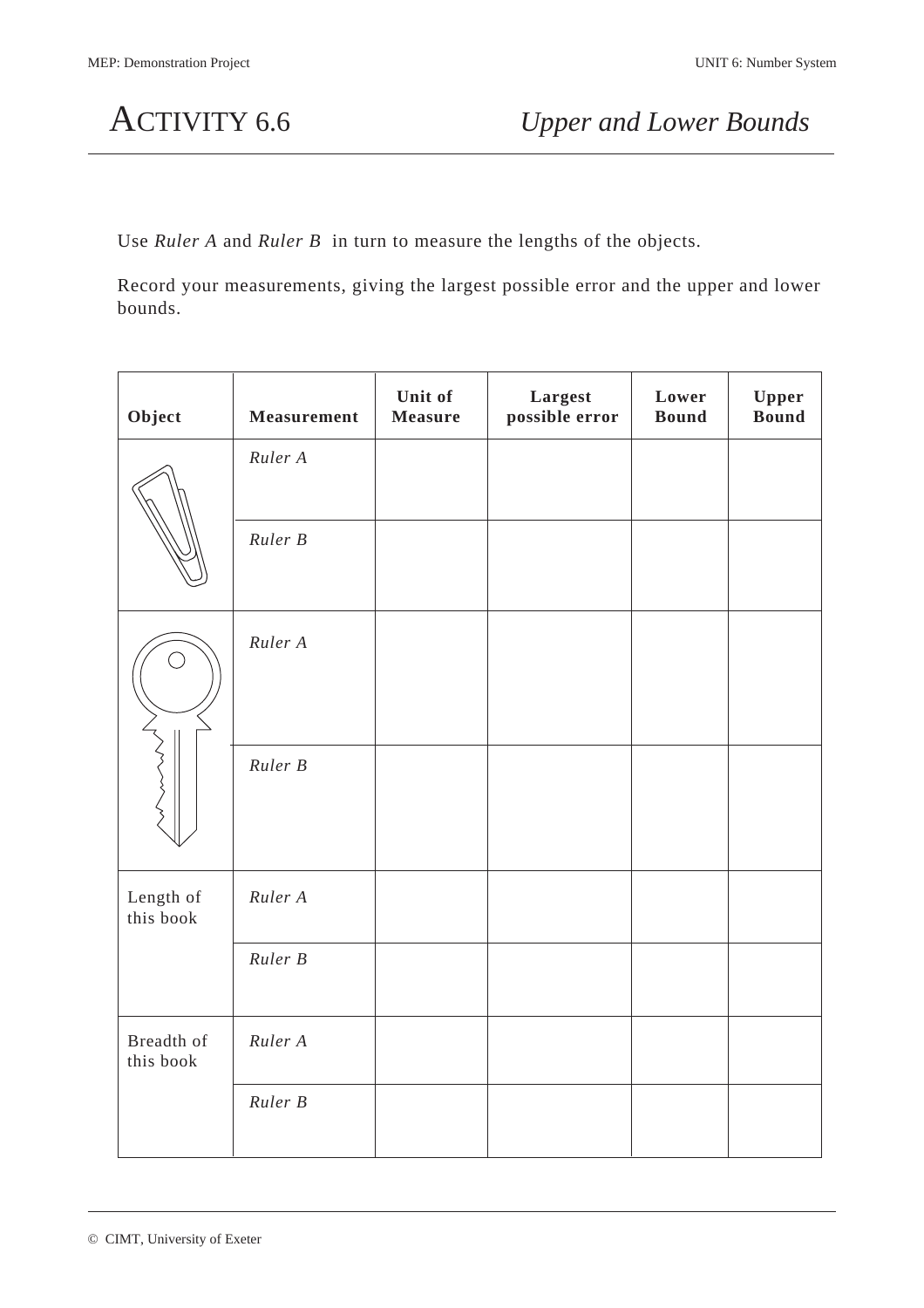# ACTIVITY 6.6 *Upper and Lower Bounds*

Use *Ruler A* and *Ruler B* in turn to measure the lengths of the objects.

Record your measurements, giving the largest possible error and the upper and lower bounds.

| Object | Measurement | Unit of Measure | Largest possible error | Lower Bound | Upper Bound |
|---|---|---|---|---|---|
| | *Ruler A* | | | | |
| | *Ruler B* | | | | |
| | *Ruler A* | | | | |
| | *Ruler B* | | | | |
| Length of this book | *Ruler A* | | | | |
| | *Ruler B* | | | | |
| Breadth of this book | *Ruler A* | | | | |
| | *Ruler B* | | | | |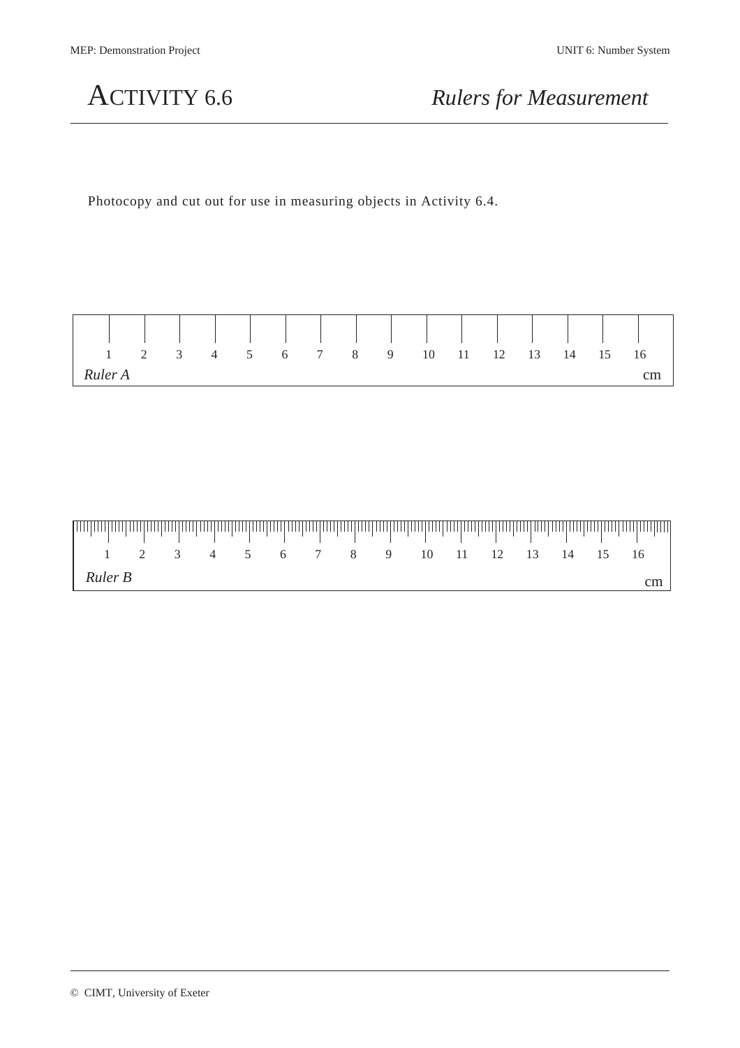# ACTIVITY 6.6 *Rulers for Measurement*

Photocopy and cut out for use in measuring objects in Activity 6.4.

1 2 3 4 5 6 7 8 9 10 11 12 13 14 15 16

*Ruler A* cm

1 2 3 4 5 6 7 8 9 10 11 12 13 14 15 16

*Ruler B* cm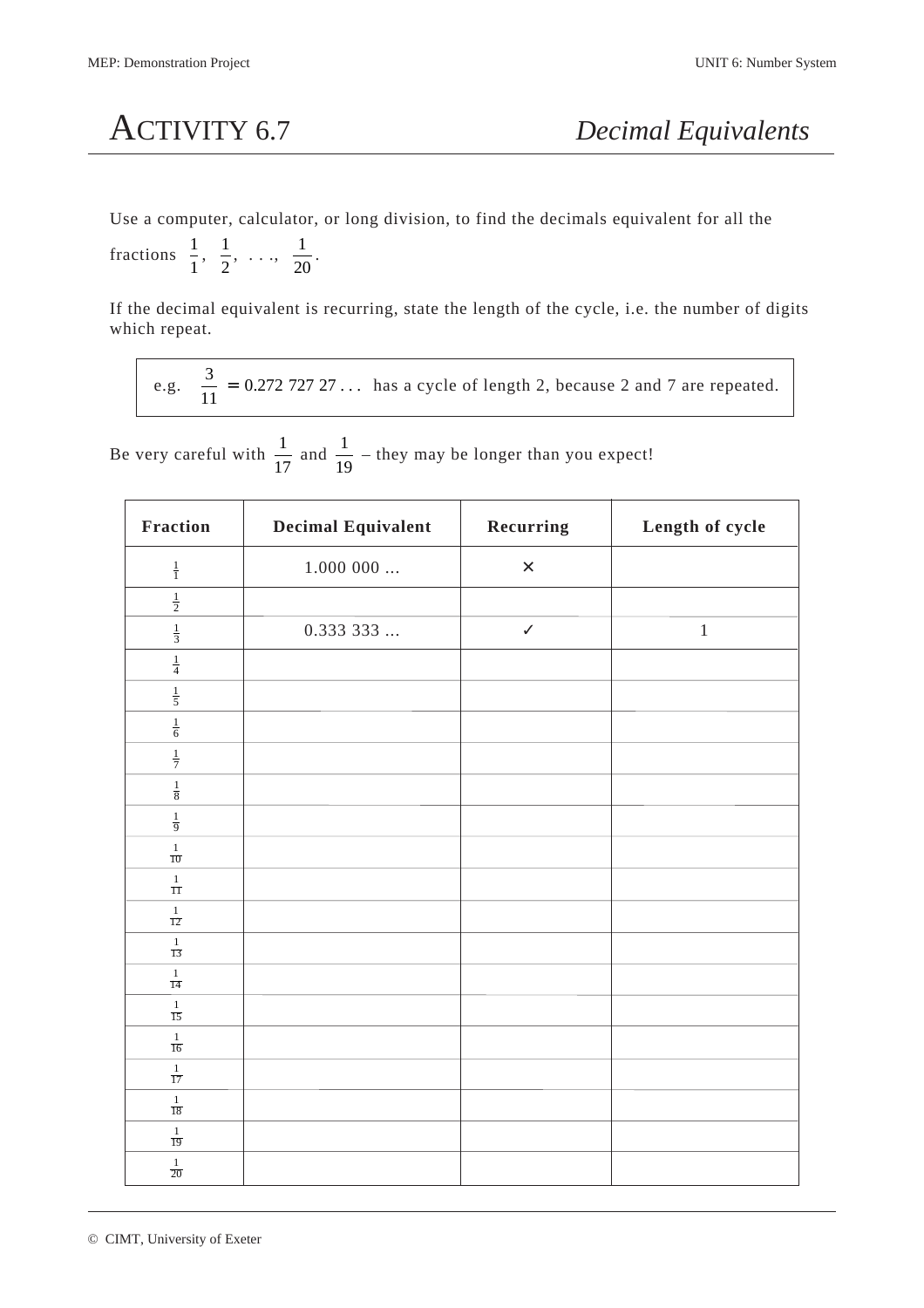# ACTIVITY 6.7 *Decimal Equivalents*

Use a computer, calculator, or long division, to find the decimals equivalent for all the fractions $\frac{1}{1}, \frac{1}{2}, \ldots, \frac{1}{20}$.

If the decimal equivalent is recurring, state the length of the cycle, i.e. the number of digits which repeat.

> e.g. $\frac{3}{11} = 0.272\ 727\ 27\ldots$ has a cycle of length 2, because 2 and 7 are repeated.

Be very careful with $\frac{1}{17}$ and $\frac{1}{19}$ – they may be longer than you expect!

| Fraction | Decimal Equivalent | Recurring | Length of cycle |
|---|---|---|---|
| $\frac{1}{1}$ | 1.000 000 ... | ✗ | |
| $\frac{1}{2}$ | | | |
| $\frac{1}{3}$ | 0.333 333 ... | ✓ | 1 |
| $\frac{1}{4}$ | | | |
| $\frac{1}{5}$ | | | |
| $\frac{1}{6}$ | | | |
| $\frac{1}{7}$ | | | |
| $\frac{1}{8}$ | | | |
| $\frac{1}{9}$ | | | |
| $\frac{1}{10}$ | | | |
| $\frac{1}{11}$ | | | |
| $\frac{1}{12}$ | | | |
| $\frac{1}{13}$ | | | |
| $\frac{1}{14}$ | | | |
| $\frac{1}{15}$ | | | |
| $\frac{1}{16}$ | | | |
| $\frac{1}{17}$ | | | |
| $\frac{1}{18}$ | | | |
| $\frac{1}{19}$ | | | |
| $\frac{1}{20}$ | | | |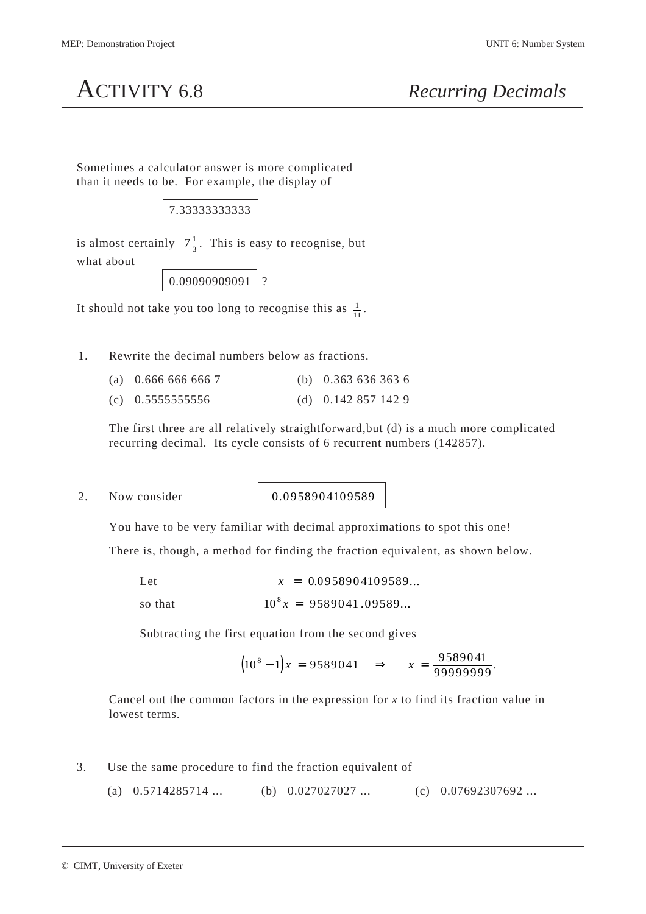# ACTIVITY 6.8 *Recurring Decimals*

Sometimes a calculator answer is more complicated than it needs to be. For example, the display of

7.33333333333

is almost certainly $7\frac{1}{3}$. This is easy to recognise, but what about

0.09090909091 ?

It should not take you too long to recognise this as $\frac{1}{11}$.

1. Rewrite the decimal numbers below as fractions.

   (a) 0.666 666 666 7 (b) 0.363 636 363 6

   (c) 0.5555555556 (d) 0.142 857 142 9

   The first three are all relatively straightforward,but (d) is a much more complicated recurring decimal. Its cycle consists of 6 recurrent numbers (142857).

2. Now consider 0.0958904109589

   You have to be very familiar with decimal approximations to spot this one!

   There is, though, a method for finding the fraction equivalent, as shown below.

   Let $x = 0.0958904109589...$

   so that $10^8 x = 9589041.09589...$

   Subtracting the first equation from the second gives

   $$\left(10^8 - 1\right)x = 9589041 \quad \Rightarrow \quad x = \frac{9589041}{99999999}.$$

   Cancel out the common factors in the expression for *x* to find its fraction value in lowest terms.

3. Use the same procedure to find the fraction equivalent of

   (a) 0.5714285714 ... (b) 0.027027027 ... (c) 0.07692307692 ...